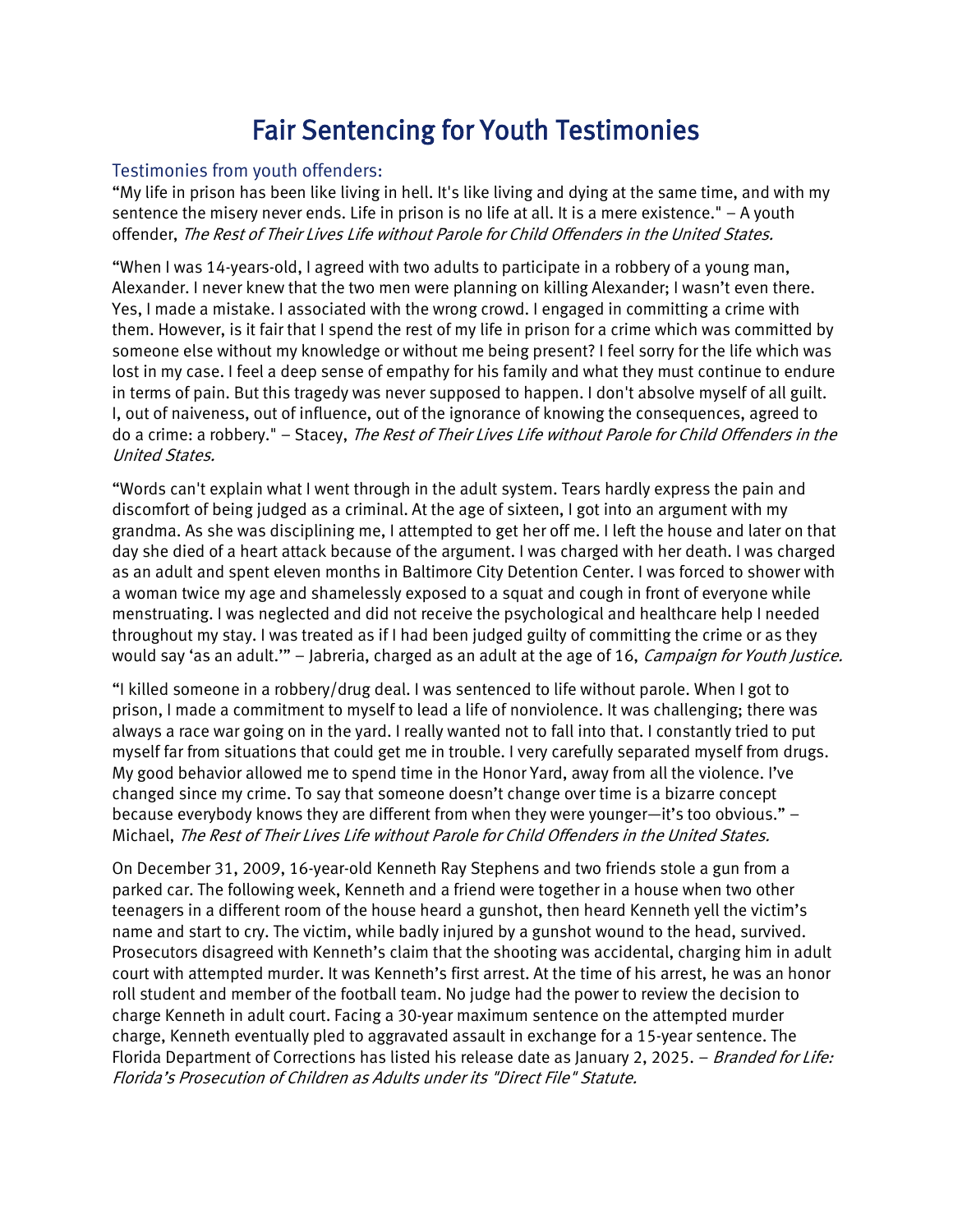# Fair Sentencing for Youth Testimonies

## Testimonies from youth offenders:

"My life in prison has been like living in hell. It's like living and dying at the same time, and with my sentence the misery never ends. Life in prison is no life at all. It is a mere existence." – A youth offender, *The Rest of Their Lives Life without Parole for Child Offenders in the United States.*

"When I was 14-years-old, I agreed with two adults to participate in a robbery of a young man, Alexander. I never knew that the two men were planning on killing Alexander; I wasn't even there. Yes, I made a mistake. I associated with the wrong crowd. I engaged in committing a crime with them. However, is it fair that I spend the rest of my life in prison for a crime which was committed by someone else without my knowledge or without me being present? I feel sorry for the life which was lost in my case. I feel a deep sense of empathy for his family and what they must continue to endure in terms of pain. But this tragedy was never supposed to happen. I don't absolve myself of all guilt. I, out of naiveness, out of influence, out of the ignorance of knowing the consequences, agreed to do a crime: a robbery." – Stacey, *The Rest of Their Lives Life without Parole for Child Offenders in the United States.*

"Words can't explain what I went through in the adult system. Tears hardly express the pain and discomfort of being judged as a criminal. At the age of sixteen, I got into an argument with my grandma. As she was disciplining me, I attempted to get her off me. I left the house and later on that day she died of a heart attack because of the argument. I was charged with her death. I was charged as an adult and spent eleven months in Baltimore City Detention Center. I was forced to shower with a woman twice my age and shamelessly exposed to a squat and cough in front of everyone while menstruating. I was neglected and did not receive the psychological and healthcare help I needed throughout my stay. I was treated as if I had been judged guilty of committing the crime or as they would say 'as an adult.'" – Jabreria, charged as an adult at the age of 16, *Campaign for Youth Justice.*

"I killed someone in a robbery/drug deal. I was sentenced to life without parole. When I got to prison, I made a commitment to myself to lead a life of nonviolence. It was challenging; there was always a race war going on in the yard. I really wanted not to fall into that. I constantly tried to put myself far from situations that could get me in trouble. I very carefully separated myself from drugs. My good behavior allowed me to spend time in the Honor Yard, away from all the violence. I've changed since my crime. To say that someone doesn't change over time is a bizarre concept because everybody knows they are different from when they were younger—it's too obvious." – Michael, *The Rest of Their Lives Life without Parole for Child Offenders in the United States.*

On December 31, 2009, 16-year-old Kenneth Ray Stephens and two friends stole a gun from a parked car. The following week, Kenneth and a friend were together in a house when two other teenagers in a different room of the house heard a gunshot, then heard Kenneth yell the victim's name and start to cry. The victim, while badly injured by a gunshot wound to the head, survived. Prosecutors disagreed with Kenneth's claim that the shooting was accidental, charging him in adult court with attempted murder. It was Kenneth's first arrest. At the time of his arrest, he was an honor roll student and member of the football team. No judge had the power to review the decision to charge Kenneth in adult court. Facing a 30-year maximum sentence on the attempted murder charge, Kenneth eventually pled to aggravated assault in exchange for a 15-year sentence. The Florida Department of Corrections has listed his release date as January 2, 2025. – *Branded for Life: Florida's Prosecution of Children as Adults under its "Direct File" Statute.*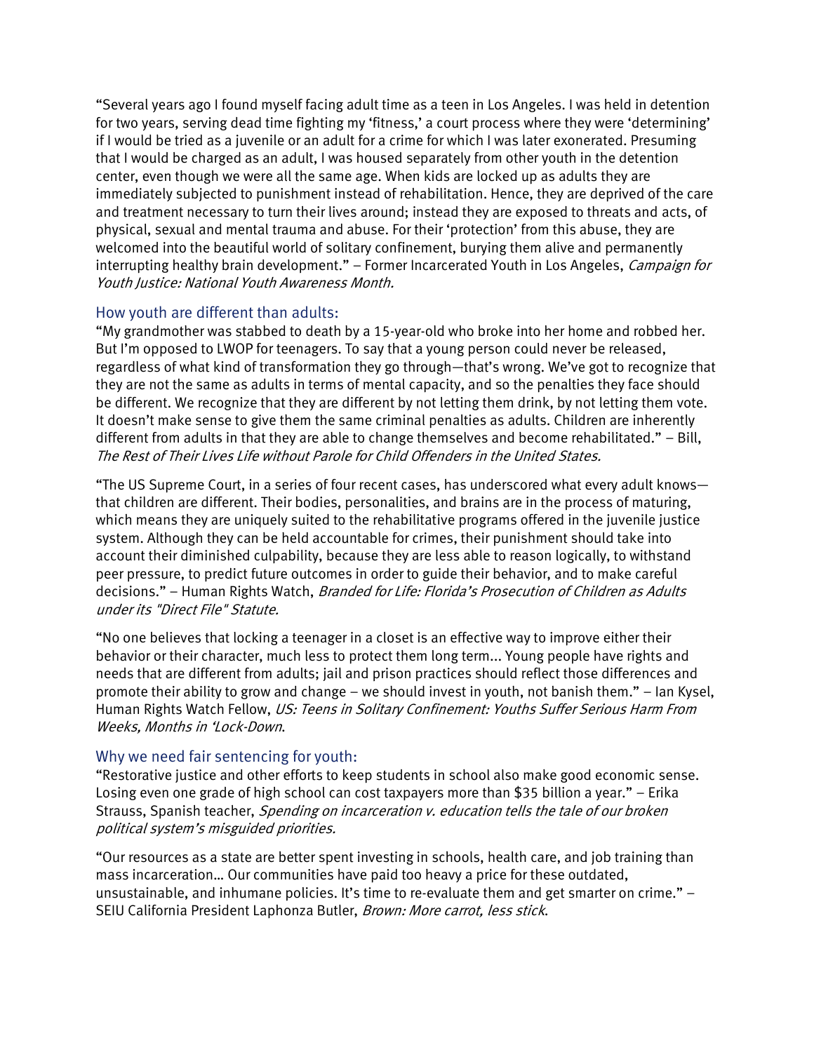"Several years ago I found myself facing adult time as a teen in Los Angeles. I was held in detention for two years, serving dead time fighting my 'fitness,' a court process where they were 'determining' if I would be tried as a juvenile or an adult for a crime for which I was later exonerated. Presuming that I would be charged as an adult, I was housed separately from other youth in the detention center, even though we were all the same age. When kids are locked up as adults they are immediately subjected to punishment instead of rehabilitation. Hence, they are deprived of the care and treatment necessary to turn their lives around; instead they are exposed to threats and acts, of physical, sexual and mental trauma and abuse. For their 'protection' from this abuse, they are welcomed into the beautiful world of solitary confinement, burying them alive and permanently interrupting healthy brain development." – Former Incarcerated Youth in Los Angeles, *Campaign for Youth Justice: National Youth Awareness Month.*

## How youth are different than adults:

"My grandmother was stabbed to death by a 15-year-old who broke into her home and robbed her. But I'm opposed to LWOP for teenagers. To say that a young person could never be released, regardless of what kind of transformation they go through—that's wrong. We've got to recognize that they are not the same as adults in terms of mental capacity, and so the penalties they face should be different. We recognize that they are different by not letting them drink, by not letting them vote. It doesn't make sense to give them the same criminal penalties as adults. Children are inherently different from adults in that they are able to change themselves and become rehabilitated." – Bill, *The Rest of Their Lives Life without Parole for Child Offenders in the United States.*

"The US Supreme Court, in a series of four recent cases, has underscored what every adult knows—that children are different. Their bodies, personalities, and brains are in the process of maturing, which means they are uniquely suited to the rehabilitative programs offered in the juvenile justice system. Although they can be held accountable for crimes, their punishment should take into account their diminished culpability, because they are less able to reason logically, to withstand peer pressure, to predict future outcomes in order to guide their behavior, and to make careful decisions." – Human Rights Watch, *Branded for Life: Florida's Prosecution of Children as Adults under its "Direct File" Statute.*

"No one believes that locking a teenager in a closet is an effective way to improve either their behavior or their character, much less to protect them long term... Young people have rights and needs that are different from adults; jail and prison practices should reflect those differences and promote their ability to grow and change – we should invest in youth, not banish them." – Ian Kysel, Human Rights Watch Fellow, *US: Teens in Solitary Confinement: Youths Suffer Serious Harm From Weeks, Months in 'Lock-Down*.

## Why we need fair sentencing for youth:

"Restorative justice and other efforts to keep students in school also make good economic sense. Losing even one grade of high school can cost taxpayers more than $35 billion a year." – Erika Strauss, Spanish teacher, *Spending on incarceration v. education tells the tale of our broken political system's misguided priorities.*

"Our resources as a state are better spent investing in schools, health care, and job training than mass incarceration… Our communities have paid too heavy a price for these outdated, unsustainable, and inhumane policies. It's time to re-evaluate them and get smarter on crime." – SEIU California President Laphonza Butler, *Brown: More carrot, less stick*.